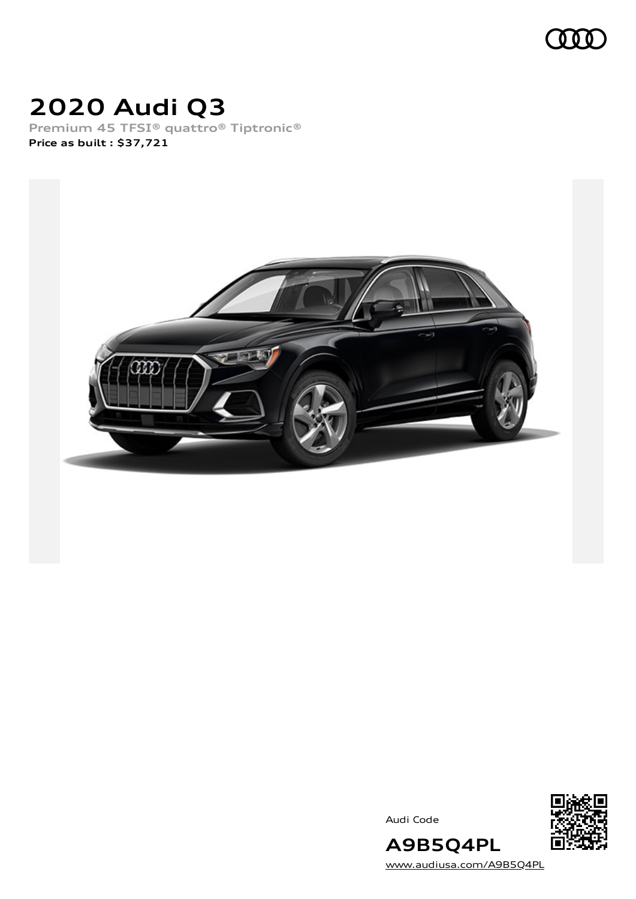# 2020 Audi Q3

Premium 45 TFSI® quattro® Tiptronic®

**Price as built : $37,721**

Audi Code

## A9B5Q4PL

www.audiusa.com/A9B5Q4PL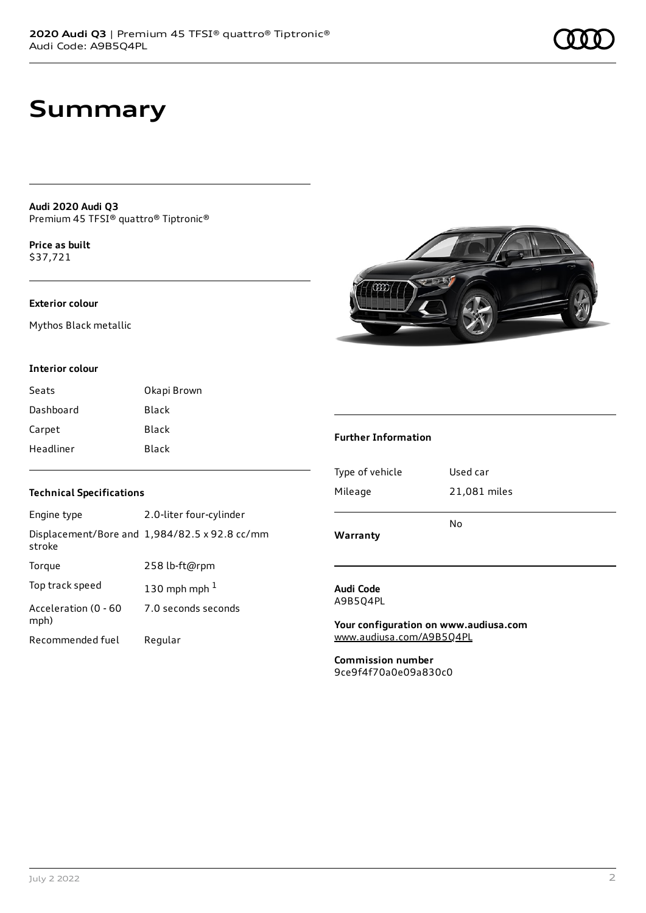# Summary

**Audi 2020 Audi Q3**
Premium 45 TFSI® quattro® Tiptronic®

**Price as built**
$37,721

**Exterior colour**

Mythos Black metallic

**Interior colour**

| | |
|---|---|
| Seats | Okapi Brown |
| Dashboard | Black |
| Carpet | Black |
| Headliner | Black |

**Technical Specifications**

| | |
|---|---|
| Engine type | 2.0-liter four-cylinder |
| Displacement/Bore and stroke | 1,984/82.5 x 92.8 cc/mm |
| Torque | 258 lb-ft@rpm |
| Top track speed | 130 mph mph [1] |
| Acceleration (0 - 60 mph) | 7.0 seconds seconds |
| Recommended fuel | Regular |

**Further Information**

| | |
|---|---|
| Type of vehicle | Used car |
| Mileage | 21,081 miles |
| **Warranty** | No |

**Audi Code**
A9B5Q4PL

**Your configuration on www.audiusa.com**
www.audiusa.com/A9B5Q4PL

**Commission number**
9ce9f4f70a0e09a830c0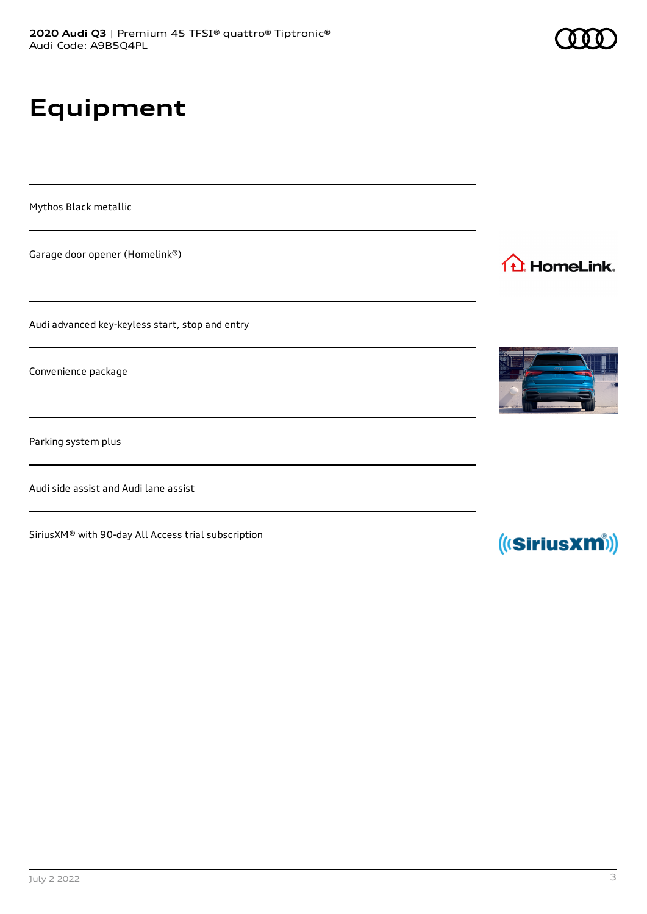# Equipment

Mythos Black metallic

Garage door opener (Homelink®)

Audi advanced key-keyless start, stop and entry

Convenience package

Parking system plus

Audi side assist and Audi lane assist

SiriusXM® with 90-day All Access trial subscription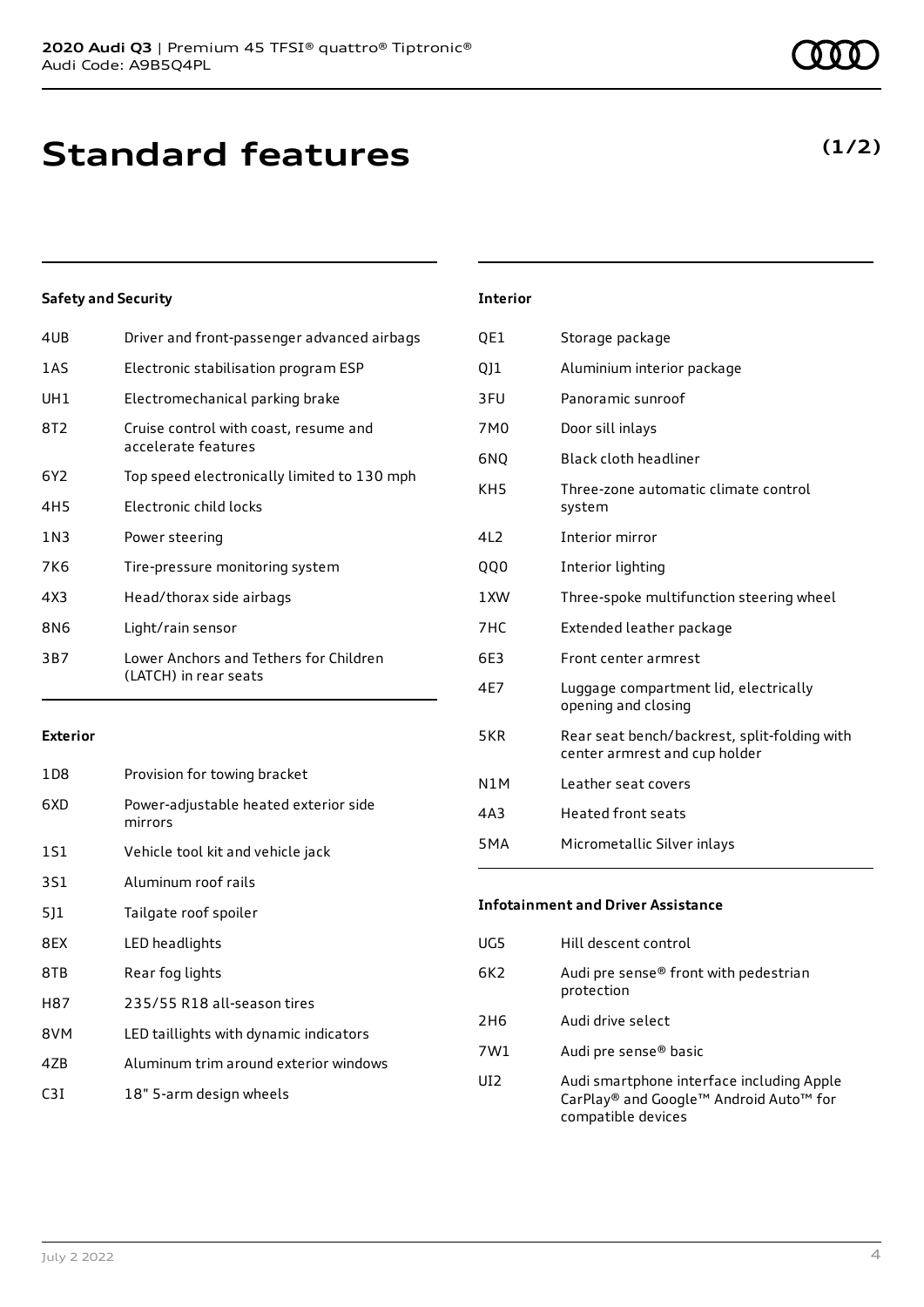# Standard features

**(1/2)**

### Safety and Security

| | |
|---|---|
| 4UB | Driver and front-passenger advanced airbags |
| 1AS | Electronic stabilisation program ESP |
| UH1 | Electromechanical parking brake |
| 8T2 | Cruise control with coast, resume and accelerate features |
| 6Y2 | Top speed electronically limited to 130 mph |
| 4H5 | Electronic child locks |
| 1N3 | Power steering |
| 7K6 | Tire-pressure monitoring system |
| 4X3 | Head/thorax side airbags |
| 8N6 | Light/rain sensor |
| 3B7 | Lower Anchors and Tethers for Children (LATCH) in rear seats |

### Exterior

| | |
|---|---|
| 1D8 | Provision for towing bracket |
| 6XD | Power-adjustable heated exterior side mirrors |
| 1S1 | Vehicle tool kit and vehicle jack |
| 3S1 | Aluminum roof rails |
| 5J1 | Tailgate roof spoiler |
| 8EX | LED headlights |
| 8TB | Rear fog lights |
| H87 | 235/55 R18 all-season tires |
| 8VM | LED taillights with dynamic indicators |
| 4ZB | Aluminum trim around exterior windows |
| C3I | 18" 5-arm design wheels |

### Interior

| | |
|---|---|
| QE1 | Storage package |
| QJ1 | Aluminium interior package |
| 3FU | Panoramic sunroof |
| 7M0 | Door sill inlays |
| 6NQ | Black cloth headliner |
| KH5 | Three-zone automatic climate control system |
| 4L2 | Interior mirror |
| QQ0 | Interior lighting |
| 1XW | Three-spoke multifunction steering wheel |
| 7HC | Extended leather package |
| 6E3 | Front center armrest |
| 4E7 | Luggage compartment lid, electrically opening and closing |
| 5KR | Rear seat bench/backrest, split-folding with center armrest and cup holder |
| N1M | Leather seat covers |
| 4A3 | Heated front seats |
| 5MA | Micrometallic Silver inlays |

### Infotainment and Driver Assistance

| | |
|---|---|
| UG5 | Hill descent control |
| 6K2 | Audi pre sense® front with pedestrian protection |
| 2H6 | Audi drive select |
| 7W1 | Audi pre sense® basic |
| UI2 | Audi smartphone interface including Apple CarPlay® and Google™ Android Auto™ for compatible devices |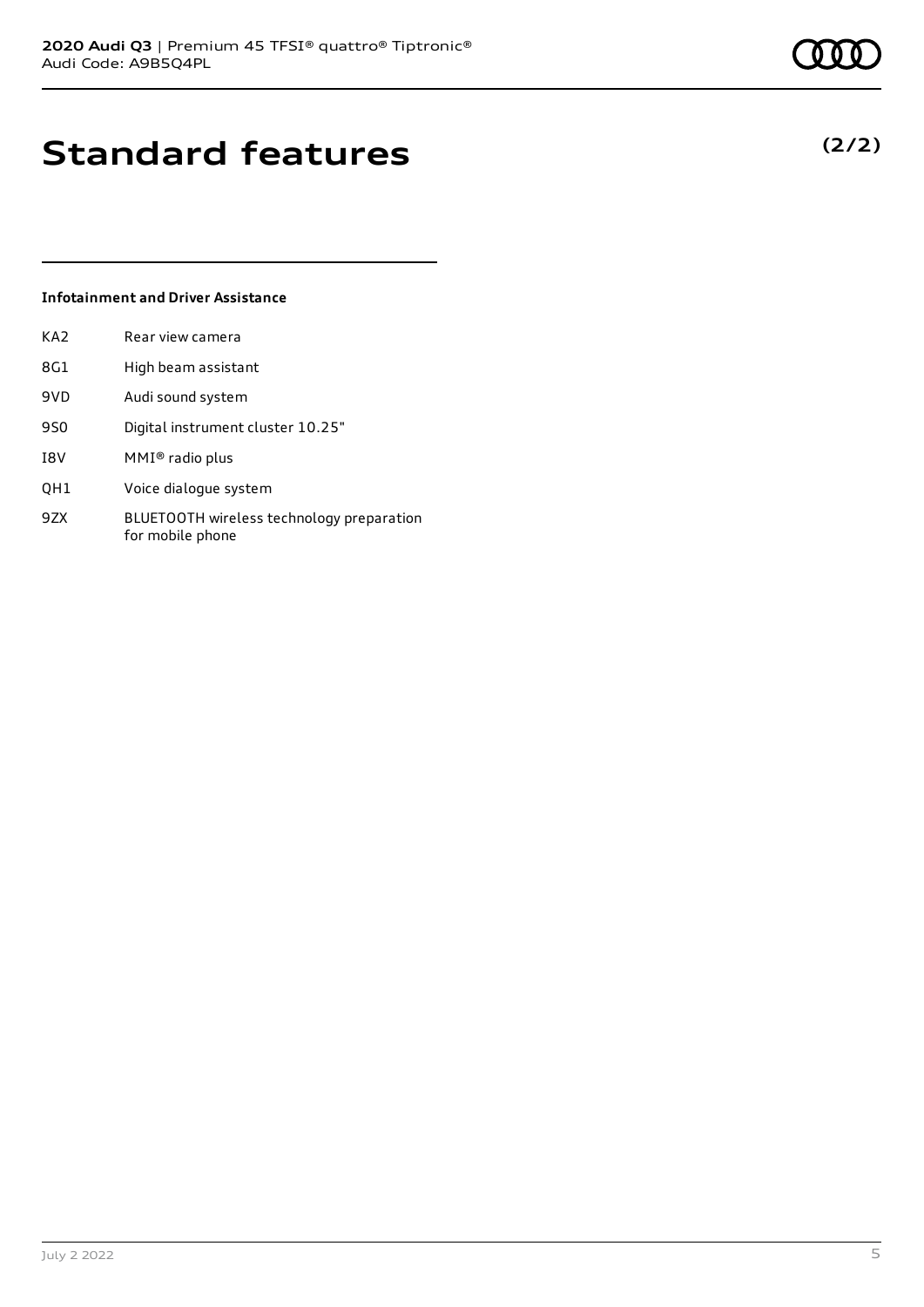# Standard features

**(2/2)**

### Infotainment and Driver Assistance

| | |
|---|---|
| KA2 | Rear view camera |
| 8G1 | High beam assistant |
| 9VD | Audi sound system |
| 9S0 | Digital instrument cluster 10.25" |
| I8V | MMI® radio plus |
| QH1 | Voice dialogue system |
| 9ZX | BLUETOOTH wireless technology preparation for mobile phone |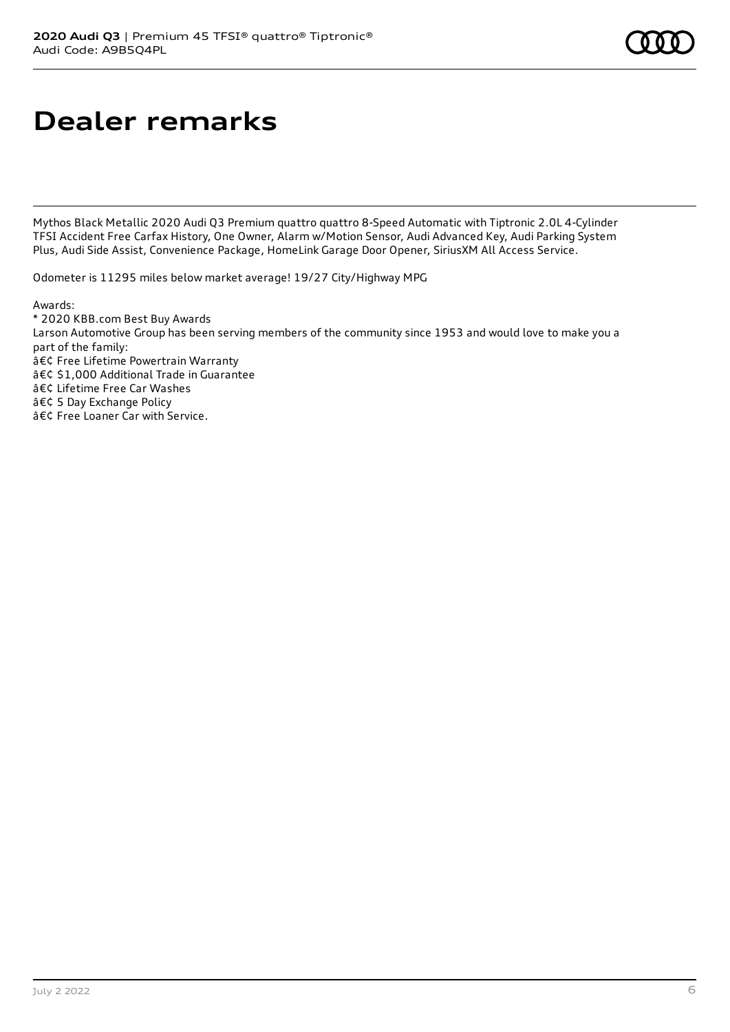# Dealer remarks

Mythos Black Metallic 2020 Audi Q3 Premium quattro quattro 8-Speed Automatic with Tiptronic 2.0L 4-Cylinder TFSI Accident Free Carfax History, One Owner, Alarm w/Motion Sensor, Audi Advanced Key, Audi Parking System Plus, Audi Side Assist, Convenience Package, HomeLink Garage Door Opener, SiriusXM All Access Service.

Odometer is 11295 miles below market average! 19/27 City/Highway MPG

Awards:
* 2020 KBB.com Best Buy Awards
Larson Automotive Group has been serving members of the community since 1953 and would love to make you a part of the family:
â€¢ Free Lifetime Powertrain Warranty
â€¢ $1,000 Additional Trade in Guarantee
â€¢ Lifetime Free Car Washes
â€¢ 5 Day Exchange Policy
â€¢ Free Loaner Car with Service.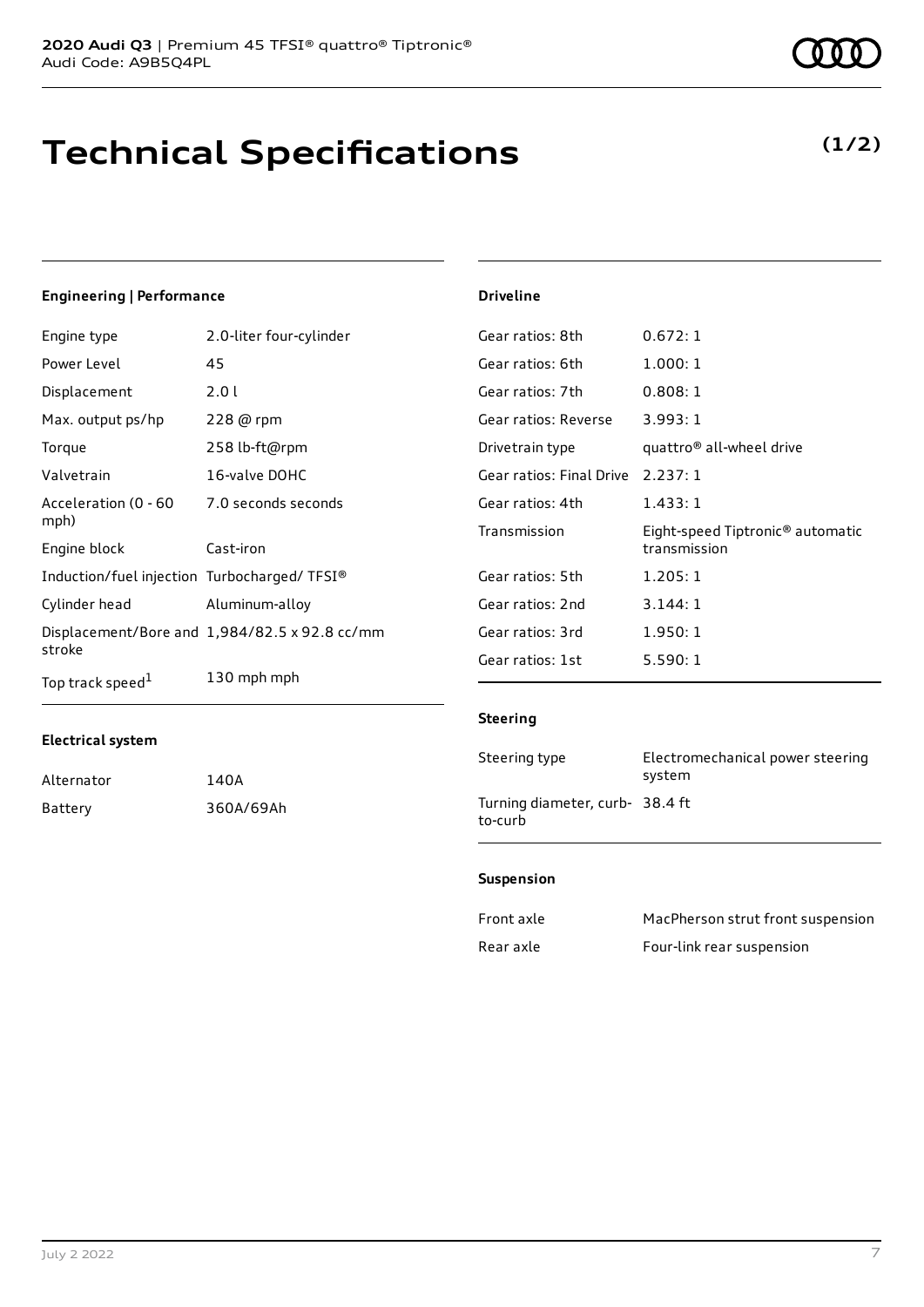# Technical Specifications

**(1/2)**

### Engineering | Performance

| | |
|---|---|
| Engine type | 2.0-liter four-cylinder |
| Power Level | 45 |
| Displacement | 2.0 l |
| Max. output ps/hp | 228 @ rpm |
| Torque | 258 lb-ft@rpm |
| Valvetrain | 16-valve DOHC |
| Acceleration (0 - 60 mph) | 7.0 seconds seconds |
| Engine block | Cast-iron |
| Induction/fuel injection | Turbocharged/ TFSI® |
| Cylinder head | Aluminum-alloy |
| Displacement/Bore and stroke | 1,984/82.5 x 92.8 cc/mm |
| Top track speed[1] | 130 mph mph |

### Electrical system

| | |
|---|---|
| Alternator | 140A |
| Battery | 360A/69Ah |

### Driveline

| | |
|---|---|
| Gear ratios: 8th | 0.672: 1 |
| Gear ratios: 6th | 1.000: 1 |
| Gear ratios: 7th | 0.808: 1 |
| Gear ratios: Reverse | 3.993: 1 |
| Drivetrain type | quattro® all-wheel drive |
| Gear ratios: Final Drive | 2.237: 1 |
| Gear ratios: 4th | 1.433: 1 |
| Transmission | Eight-speed Tiptronic® automatic transmission |
| Gear ratios: 5th | 1.205: 1 |
| Gear ratios: 2nd | 3.144: 1 |
| Gear ratios: 3rd | 1.950: 1 |
| Gear ratios: 1st | 5.590: 1 |

### Steering

| | |
|---|---|
| Steering type | Electromechanical power steering system |
| Turning diameter, curb-to-curb | 38.4 ft |

### Suspension

| | |
|---|---|
| Front axle | MacPherson strut front suspension |
| Rear axle | Four-link rear suspension |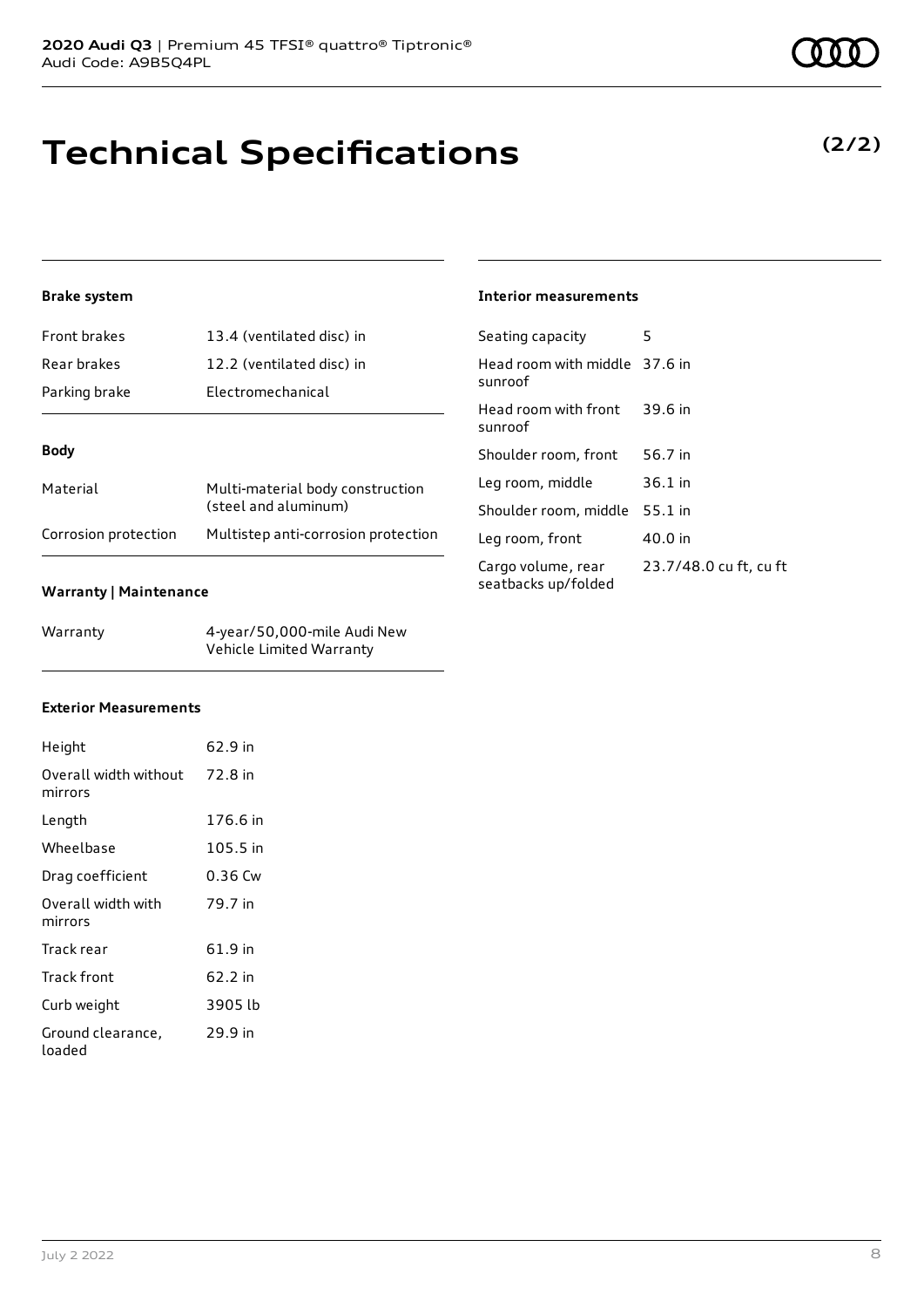# Technical Specifications

**(2/2)**

### Brake system

| | |
|---|---|
| Front brakes | 13.4 (ventilated disc) in |
| Rear brakes | 12.2 (ventilated disc) in |
| Parking brake | Electromechanical |

### Body

| | |
|---|---|
| Material | Multi-material body construction (steel and aluminum) |
| Corrosion protection | Multistep anti-corrosion protection |

### Warranty | Maintenance

| | |
|---|---|
| Warranty | 4-year/50,000-mile Audi New Vehicle Limited Warranty |

### Exterior Measurements

| | |
|---|---|
| Height | 62.9 in |
| Overall width without mirrors | 72.8 in |
| Length | 176.6 in |
| Wheelbase | 105.5 in |
| Drag coefficient | 0.36 Cw |
| Overall width with mirrors | 79.7 in |
| Track rear | 61.9 in |
| Track front | 62.2 in |
| Curb weight | 3905 lb |
| Ground clearance, loaded | 29.9 in |

### Interior measurements

| | |
|---|---|
| Seating capacity | 5 |
| Head room with middle sunroof | 37.6 in |
| Head room with front sunroof | 39.6 in |
| Shoulder room, front | 56.7 in |
| Leg room, middle | 36.1 in |
| Shoulder room, middle | 55.1 in |
| Leg room, front | 40.0 in |
| Cargo volume, rear seatbacks up/folded | 23.7/48.0 cu ft, cu ft |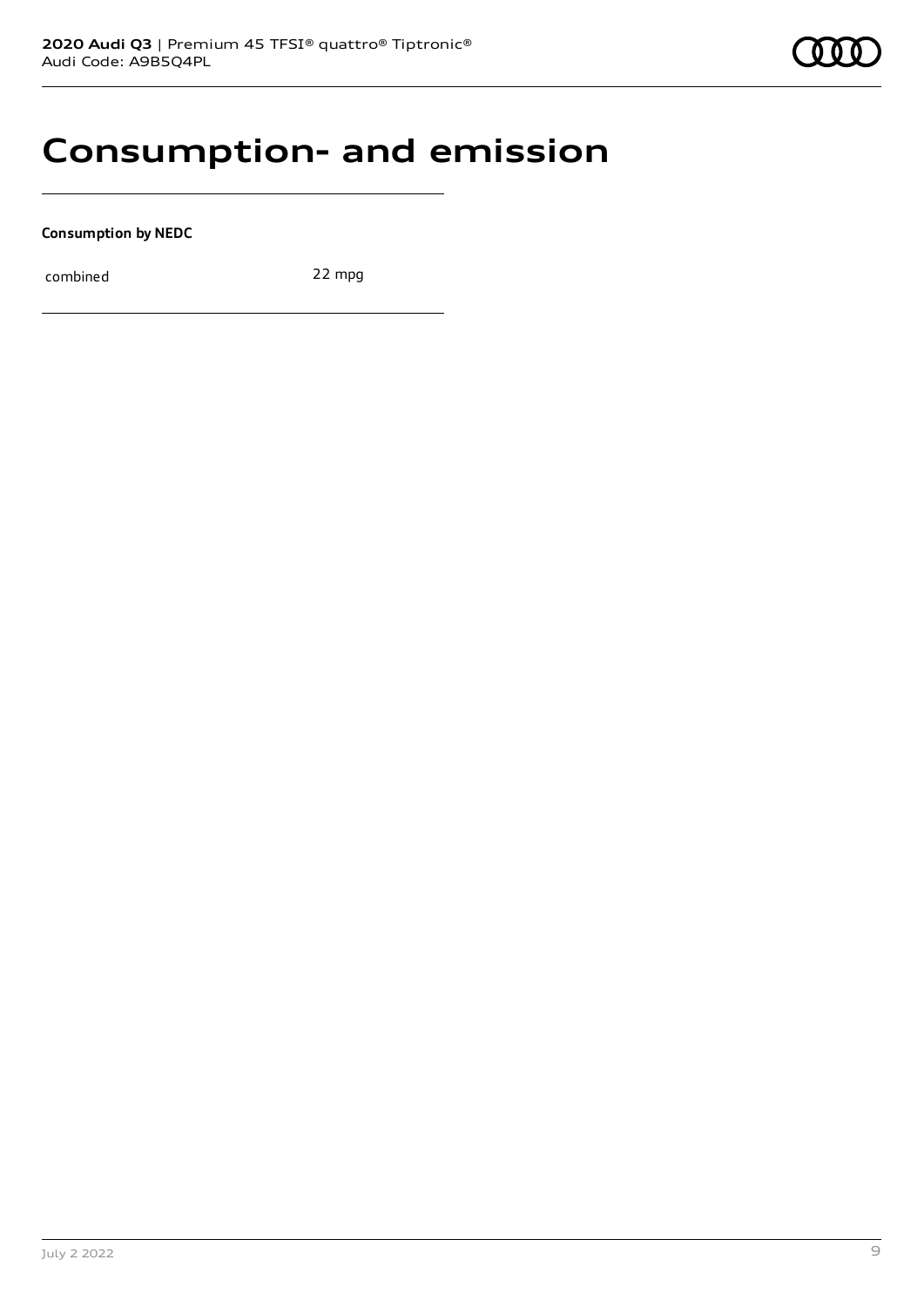# Consumption- and emission

**Consumption by NEDC**

| | |
|---|---|
| combined | 22 mpg |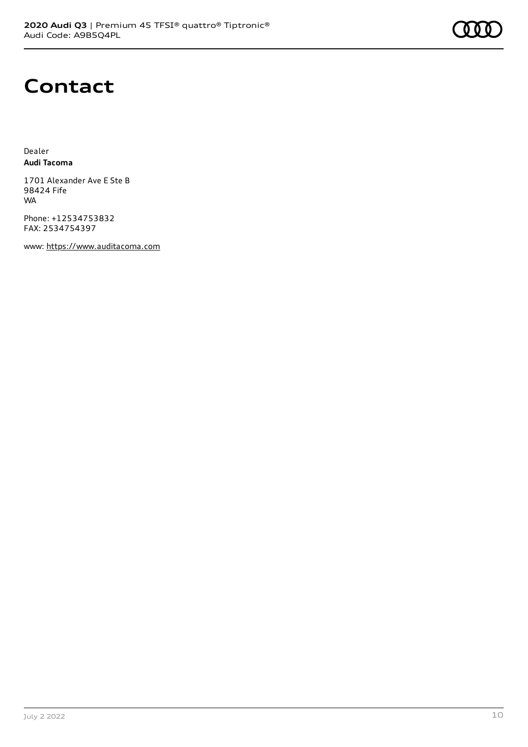# Contact

Dealer
**Audi Tacoma**

1701 Alexander Ave E Ste B
98424 Fife
WA

Phone: +12534753832
FAX: 2534754397

www: https://www.auditacoma.com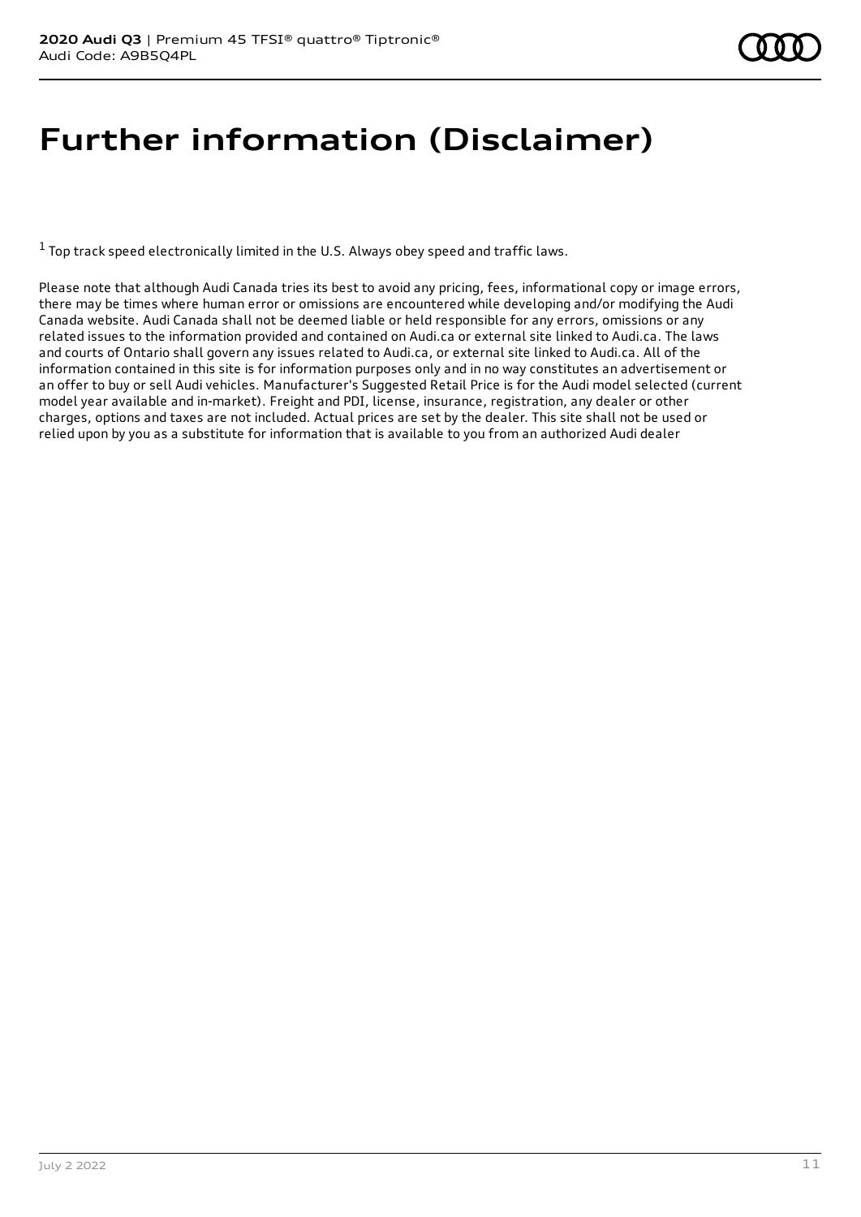# Further information (Disclaimer)

[1] Top track speed electronically limited in the U.S. Always obey speed and traffic laws.

Please note that although Audi Canada tries its best to avoid any pricing, fees, informational copy or image errors, there may be times where human error or omissions are encountered while developing and/or modifying the Audi Canada website. Audi Canada shall not be deemed liable or held responsible for any errors, omissions or any related issues to the information provided and contained on Audi.ca or external site linked to Audi.ca. The laws and courts of Ontario shall govern any issues related to Audi.ca, or external site linked to Audi.ca. All of the information contained in this site is for information purposes only and in no way constitutes an advertisement or an offer to buy or sell Audi vehicles. Manufacturer's Suggested Retail Price is for the Audi model selected (current model year available and in-market). Freight and PDI, license, insurance, registration, any dealer or other charges, options and taxes are not included. Actual prices are set by the dealer. This site shall not be used or relied upon by you as a substitute for information that is available to you from an authorized Audi dealer